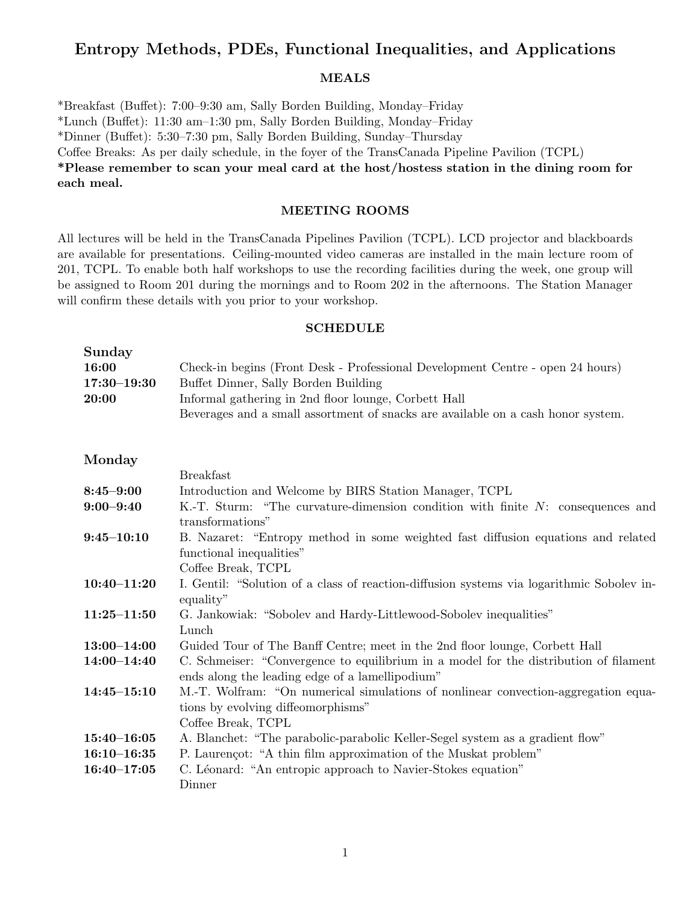# Entropy Methods, PDEs, Functional Inequalities, and Applications

## MEALS

*Breakfast (Buffet): 7:00–9:30 am, Sally Borden Building, Monday–Friday
*Lunch (Buffet): 11:30 am–1:30 pm, Sally Borden Building, Monday–Friday
*Dinner (Buffet): 5:30–7:30 pm, Sally Borden Building, Sunday–Thursday
Coffee Breaks: As per daily schedule, in the foyer of the TransCanada Pipeline Pavilion (TCPL)
**\*Please remember to scan your meal card at the host/hostess station in the dining room for each meal.**

## MEETING ROOMS

All lectures will be held in the TransCanada Pipelines Pavilion (TCPL). LCD projector and blackboards are available for presentations. Ceiling-mounted video cameras are installed in the main lecture room of 201, TCPL. To enable both half workshops to use the recording facilities during the week, one group will be assigned to Room 201 during the mornings and to Room 202 in the afternoons. The Station Manager will confirm these details with you prior to your workshop.

## SCHEDULE

### Sunday

| | |
|---|---|
| **16:00** | Check-in begins (Front Desk - Professional Development Centre - open 24 hours) |
| **17:30–19:30** | Buffet Dinner, Sally Borden Building |
| **20:00** | Informal gathering in 2nd floor lounge, Corbett Hall |
| | Beverages and a small assortment of snacks are available on a cash honor system. |

### Monday

| | |
|---|---|
| | Breakfast |
| **8:45–9:00** | Introduction and Welcome by BIRS Station Manager, TCPL |
| **9:00–9:40** | K.-T. Sturm: "The curvature-dimension condition with finite $N$: consequences and transformations" |
| **9:45–10:10** | B. Nazaret: "Entropy method in some weighted fast diffusion equations and related functional inequalities" |
| | Coffee Break, TCPL |
| **10:40–11:20** | I. Gentil: "Solution of a class of reaction-diffusion systems via logarithmic Sobolev inequality" |
| **11:25–11:50** | G. Jankowiak: "Sobolev and Hardy-Littlewood-Sobolev inequalities" |
| | Lunch |
| **13:00–14:00** | Guided Tour of The Banff Centre; meet in the 2nd floor lounge, Corbett Hall |
| **14:00–14:40** | C. Schmeiser: "Convergence to equilibrium in a model for the distribution of filament ends along the leading edge of a lamellipodium" |
| **14:45–15:10** | M.-T. Wolfram: "On numerical simulations of nonlinear convection-aggregation equations by evolving diffeomorphisms" |
| | Coffee Break, TCPL |
| **15:40–16:05** | A. Blanchet: "The parabolic-parabolic Keller-Segel system as a gradient flow" |
| **16:10–16:35** | P. Laurençot: "A thin film approximation of the Muskat problem" |
| **16:40–17:05** | C. Léonard: "An entropic approach to Navier-Stokes equation" |
| | Dinner |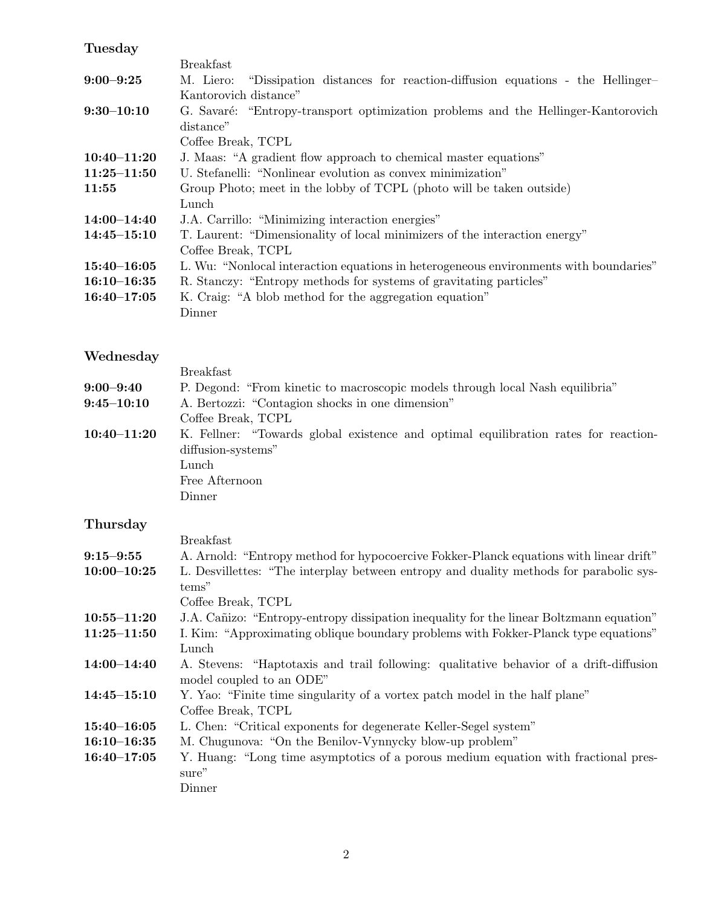## Tuesday

| | |
|---|---|
| | Breakfast |
| **9:00–9:25** | M. Liero: "Dissipation distances for reaction-diffusion equations - the Hellinger–Kantorovich distance" |
| **9:30–10:10** | G. Savaré: "Entropy-transport optimization problems and the Hellinger-Kantorovich distance" |
| | Coffee Break, TCPL |
| **10:40–11:20** | J. Maas: "A gradient flow approach to chemical master equations" |
| **11:25–11:50** | U. Stefanelli: "Nonlinear evolution as convex minimization" |
| **11:55** | Group Photo; meet in the lobby of TCPL (photo will be taken outside) |
| | Lunch |
| **14:00–14:40** | J.A. Carrillo: "Minimizing interaction energies" |
| **14:45–15:10** | T. Laurent: "Dimensionality of local minimizers of the interaction energy" |
| | Coffee Break, TCPL |
| **15:40–16:05** | L. Wu: "Nonlocal interaction equations in heterogeneous environments with boundaries" |
| **16:10–16:35** | R. Stanczy: "Entropy methods for systems of gravitating particles" |
| **16:40–17:05** | K. Craig: "A blob method for the aggregation equation" |
| | Dinner |

## Wednesday

| | |
|---|---|
| | Breakfast |
| **9:00–9:40** | P. Degond: "From kinetic to macroscopic models through local Nash equilibria" |
| **9:45–10:10** | A. Bertozzi: "Contagion shocks in one dimension" |
| | Coffee Break, TCPL |
| **10:40–11:20** | K. Fellner: "Towards global existence and optimal equilibration rates for reaction-diffusion-systems" |
| | Lunch |
| | Free Afternoon |
| | Dinner |

## Thursday

| | |
|---|---|
| | Breakfast |
| **9:15–9:55** | A. Arnold: "Entropy method for hypocoercive Fokker-Planck equations with linear drift" |
| **10:00–10:25** | L. Desvillettes: "The interplay between entropy and duality methods for parabolic systems" |
| | Coffee Break, TCPL |
| **10:55–11:20** | J.A. Cañizo: "Entropy-entropy dissipation inequality for the linear Boltzmann equation" |
| **11:25–11:50** | I. Kim: "Approximating oblique boundary problems with Fokker-Planck type equations" |
| | Lunch |
| **14:00–14:40** | A. Stevens: "Haptotaxis and trail following: qualitative behavior of a drift-diffusion model coupled to an ODE" |
| **14:45–15:10** | Y. Yao: "Finite time singularity of a vortex patch model in the half plane" |
| | Coffee Break, TCPL |
| **15:40–16:05** | L. Chen: "Critical exponents for degenerate Keller-Segel system" |
| **16:10–16:35** | M. Chugunova: "On the Benilov-Vynnycky blow-up problem" |
| **16:40–17:05** | Y. Huang: "Long time asymptotics of a porous medium equation with fractional pressure" |
| | Dinner |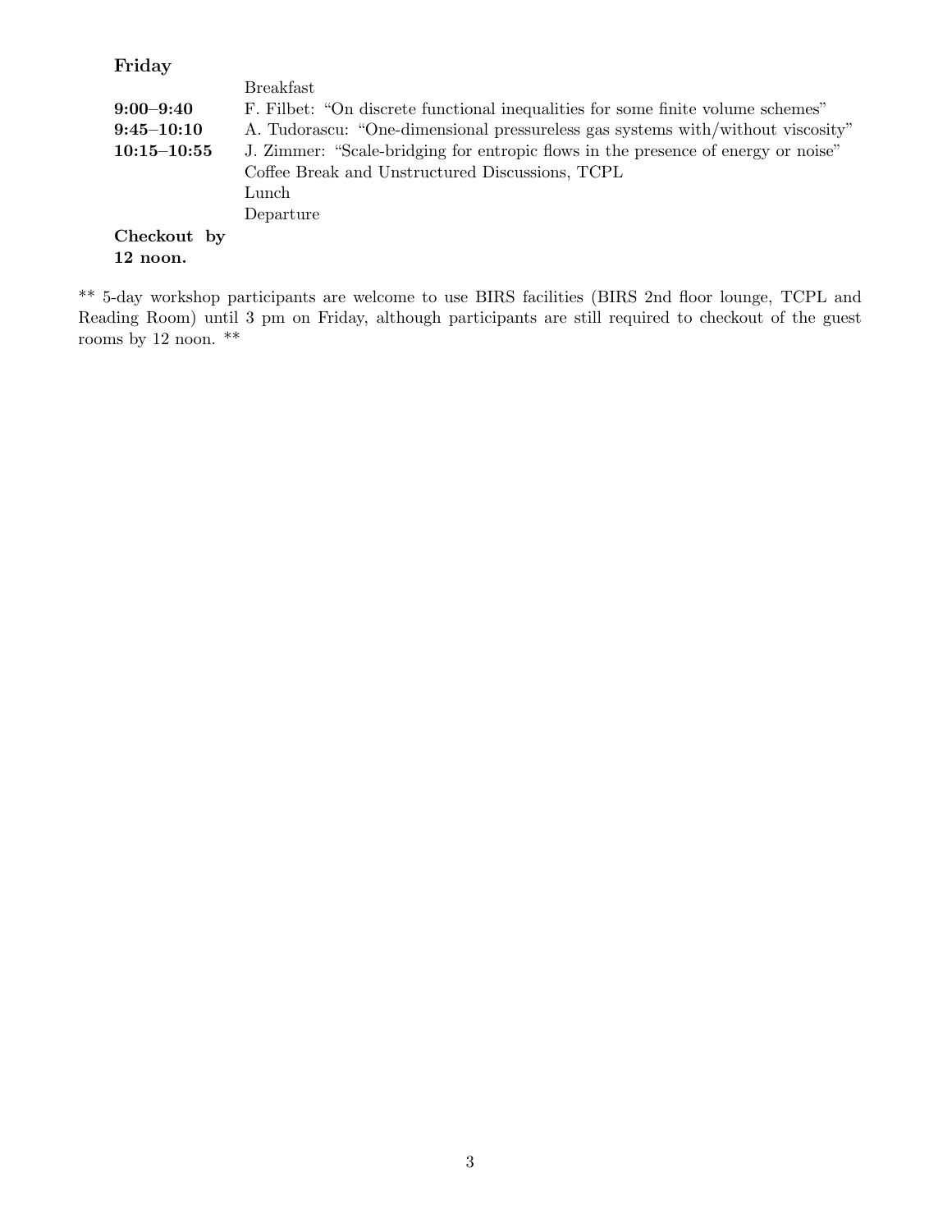**Friday**

| | |
|---|---|
| | Breakfast |
| **9:00–9:40** | F. Filbet: "On discrete functional inequalities for some finite volume schemes" |
| **9:45–10:10** | A. Tudorascu: "One-dimensional pressureless gas systems with/without viscosity" |
| **10:15–10:55** | J. Zimmer: "Scale-bridging for entropic flows in the presence of energy or noise" |
| | Coffee Break and Unstructured Discussions, TCPL |
| | Lunch |
| | Departure |
| **Checkout by 12 noon.** | |

** 5-day workshop participants are welcome to use BIRS facilities (BIRS 2nd floor lounge, TCPL and Reading Room) until 3 pm on Friday, although participants are still required to checkout of the guest rooms by 12 noon. **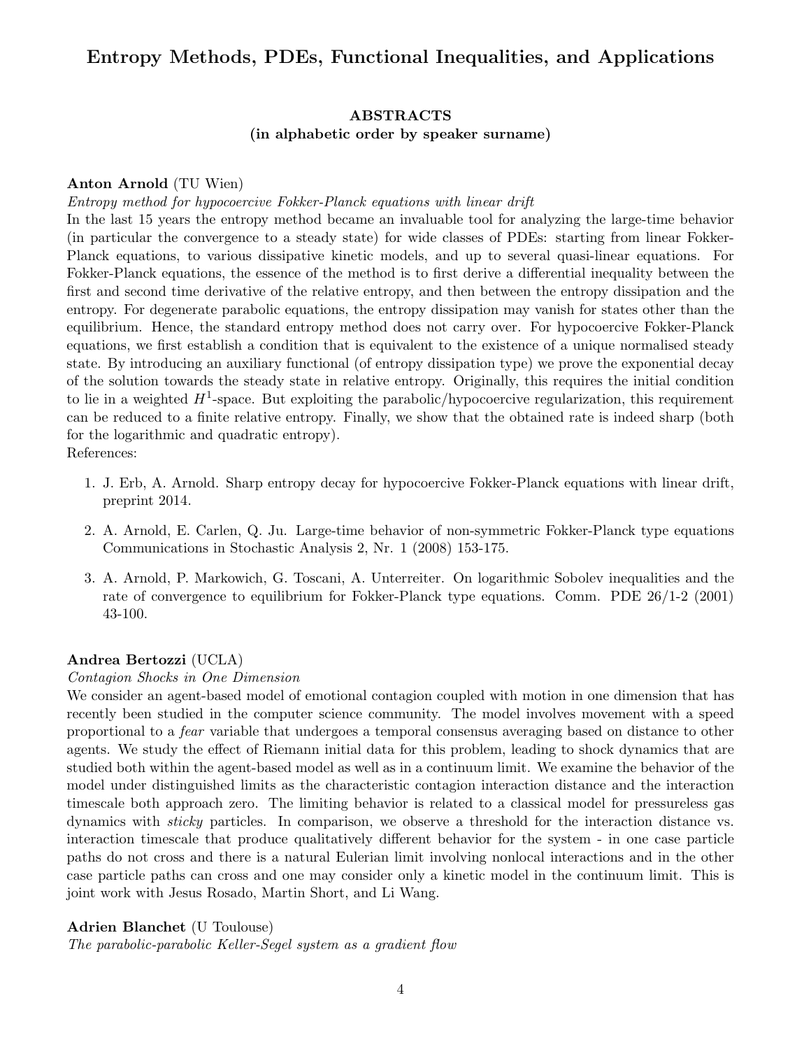# Entropy Methods, PDEs, Functional Inequalities, and Applications

## ABSTRACTS
### (in alphabetic order by speaker surname)

**Anton Arnold** (TU Wien)

*Entropy method for hypocoercive Fokker-Planck equations with linear drift*

In the last 15 years the entropy method became an invaluable tool for analyzing the large-time behavior (in particular the convergence to a steady state) for wide classes of PDEs: starting from linear Fokker-Planck equations, to various dissipative kinetic models, and up to several quasi-linear equations. For Fokker-Planck equations, the essence of the method is to first derive a differential inequality between the first and second time derivative of the relative entropy, and then between the entropy dissipation and the entropy. For degenerate parabolic equations, the entropy dissipation may vanish for states other than the equilibrium. Hence, the standard entropy method does not carry over. For hypocoercive Fokker-Planck equations, we first establish a condition that is equivalent to the existence of a unique normalised steady state. By introducing an auxiliary functional (of entropy dissipation type) we prove the exponential decay of the solution towards the steady state in relative entropy. Originally, this requires the initial condition to lie in a weighted $H^1$-space. But exploiting the parabolic/hypocoercive regularization, this requirement can be reduced to a finite relative entropy. Finally, we show that the obtained rate is indeed sharp (both for the logarithmic and quadratic entropy).

References:

1. J. Erb, A. Arnold. Sharp entropy decay for hypocoercive Fokker-Planck equations with linear drift, preprint 2014.
2. A. Arnold, E. Carlen, Q. Ju. Large-time behavior of non-symmetric Fokker-Planck type equations Communications in Stochastic Analysis 2, Nr. 1 (2008) 153-175.
3. A. Arnold, P. Markowich, G. Toscani, A. Unterreiter. On logarithmic Sobolev inequalities and the rate of convergence to equilibrium for Fokker-Planck type equations. Comm. PDE 26/1-2 (2001) 43-100.

**Andrea Bertozzi** (UCLA)

*Contagion Shocks in One Dimension*

We consider an agent-based model of emotional contagion coupled with motion in one dimension that has recently been studied in the computer science community. The model involves movement with a speed proportional to a *fear* variable that undergoes a temporal consensus averaging based on distance to other agents. We study the effect of Riemann initial data for this problem, leading to shock dynamics that are studied both within the agent-based model as well as in a continuum limit. We examine the behavior of the model under distinguished limits as the characteristic contagion interaction distance and the interaction timescale both approach zero. The limiting behavior is related to a classical model for pressureless gas dynamics with *sticky* particles. In comparison, we observe a threshold for the interaction distance vs. interaction timescale that produce qualitatively different behavior for the system - in one case particle paths do not cross and there is a natural Eulerian limit involving nonlocal interactions and in the other case particle paths can cross and one may consider only a kinetic model in the continuum limit. This is joint work with Jesus Rosado, Martin Short, and Li Wang.

**Adrien Blanchet** (U Toulouse)

*The parabolic-parabolic Keller-Segel system as a gradient flow*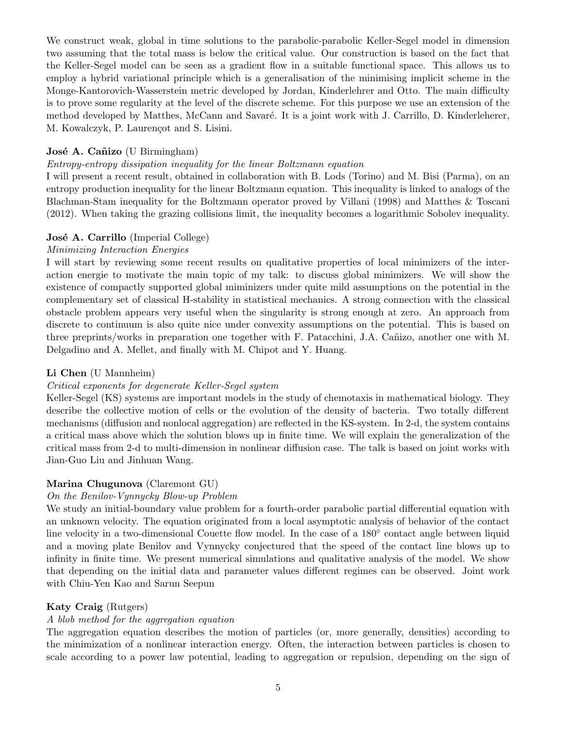We construct weak, global in time solutions to the parabolic-parabolic Keller-Segel model in dimension two assuming that the total mass is below the critical value. Our construction is based on the fact that the Keller-Segel model can be seen as a gradient flow in a suitable functional space. This allows us to employ a hybrid variational principle which is a generalisation of the minimising implicit scheme in the Monge-Kantorovich-Wasserstein metric developed by Jordan, Kinderlehrer and Otto. The main difficulty is to prove some regularity at the level of the discrete scheme. For this purpose we use an extension of the method developed by Matthes, McCann and Savaré. It is a joint work with J. Carrillo, D. Kinderleherer, M. Kowalczyk, P. Laurençot and S. Lisini.

**José A. Cañizo** (U Birmingham)

*Entropy-entropy dissipation inequality for the linear Boltzmann equation*

I will present a recent result, obtained in collaboration with B. Lods (Torino) and M. Bisi (Parma), on an entropy production inequality for the linear Boltzmann equation. This inequality is linked to analogs of the Blachman-Stam inequality for the Boltzmann operator proved by Villani (1998) and Matthes & Toscani (2012). When taking the grazing collisions limit, the inequality becomes a logarithmic Sobolev inequality.

**José A. Carrillo** (Imperial College)

*Minimizing Interaction Energies*

I will start by reviewing some recent results on qualitative properties of local minimizers of the interaction energie to motivate the main topic of my talk: to discuss global minimizers. We will show the existence of compactly supported global miminizers under quite mild assumptions on the potential in the complementary set of classical H-stability in statistical mechanics. A strong connection with the classical obstacle problem appears very useful when the singularity is strong enough at zero. An approach from discrete to continuum is also quite nice under convexity assumptions on the potential. This is based on three preprints/works in preparation one together with F. Patacchini, J.A. Cañizo, another one with M. Delgadino and A. Mellet, and finally with M. Chipot and Y. Huang.

**Li Chen** (U Mannheim)

*Critical exponents for degenerate Keller-Segel system*

Keller-Segel (KS) systems are important models in the study of chemotaxis in mathematical biology. They describe the collective motion of cells or the evolution of the density of bacteria. Two totally different mechanisms (diffusion and nonlocal aggregation) are reflected in the KS-system. In 2-d, the system contains a critical mass above which the solution blows up in finite time. We will explain the generalization of the critical mass from 2-d to multi-dimension in nonlinear diffusion case. The talk is based on joint works with Jian-Guo Liu and Jinhuan Wang.

**Marina Chugunova** (Claremont GU)

*On the Benilov-Vynnycky Blow-up Problem*

We study an initial-boundary value problem for a fourth-order parabolic partial differential equation with an unknown velocity. The equation originated from a local asymptotic analysis of behavior of the contact line velocity in a two-dimensional Couette flow model. In the case of a $180^\circ$ contact angle between liquid and a moving plate Benilov and Vynnycky conjectured that the speed of the contact line blows up to infinity in finite time. We present numerical simulations and qualitative analysis of the model. We show that depending on the initial data and parameter values different regimes can be observed. Joint work with Chiu-Yen Kao and Sarun Seepun

**Katy Craig** (Rutgers)

*A blob method for the aggregation equation*

The aggregation equation describes the motion of particles (or, more generally, densities) according to the minimization of a nonlinear interaction energy. Often, the interaction between particles is chosen to scale according to a power law potential, leading to aggregation or repulsion, depending on the sign of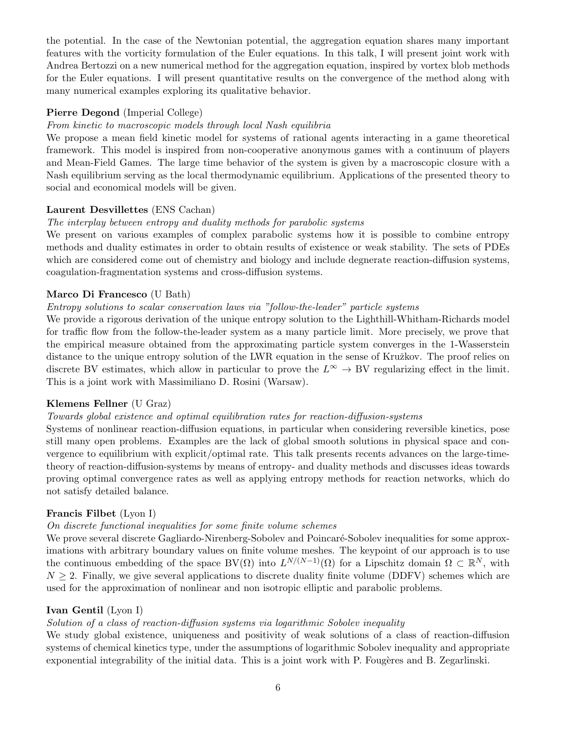the potential. In the case of the Newtonian potential, the aggregation equation shares many important features with the vorticity formulation of the Euler equations. In this talk, I will present joint work with Andrea Bertozzi on a new numerical method for the aggregation equation, inspired by vortex blob methods for the Euler equations. I will present quantitative results on the convergence of the method along with many numerical examples exploring its qualitative behavior.

**Pierre Degond** (Imperial College)

*From kinetic to macroscopic models through local Nash equilibria*

We propose a mean field kinetic model for systems of rational agents interacting in a game theoretical framework. This model is inspired from non-cooperative anonymous games with a continuum of players and Mean-Field Games. The large time behavior of the system is given by a macroscopic closure with a Nash equilibrium serving as the local thermodynamic equilibrium. Applications of the presented theory to social and economical models will be given.

**Laurent Desvillettes** (ENS Cachan)

*The interplay between entropy and duality methods for parabolic systems*

We present on various examples of complex parabolic systems how it is possible to combine entropy methods and duality estimates in order to obtain results of existence or weak stability. The sets of PDEs which are considered come out of chemistry and biology and include degnerate reaction-diffusion systems, coagulation-fragmentation systems and cross-diffusion systems.

**Marco Di Francesco** (U Bath)

*Entropy solutions to scalar conservation laws via "follow-the-leader" particle systems*

We provide a rigorous derivation of the unique entropy solution to the Lighthill-Whitham-Richards model for traffic flow from the follow-the-leader system as a many particle limit. More precisely, we prove that the empirical measure obtained from the approximating particle system converges in the 1-Wasserstein distance to the unique entropy solution of the LWR equation in the sense of Kružkov. The proof relies on discrete BV estimates, which allow in particular to prove the $L^\infty \to \mathrm{BV}$ regularizing effect in the limit. This is a joint work with Massimiliano D. Rosini (Warsaw).

**Klemens Fellner** (U Graz)

*Towards global existence and optimal equilibration rates for reaction-diffusion-systems*

Systems of nonlinear reaction-diffusion equations, in particular when considering reversible kinetics, pose still many open problems. Examples are the lack of global smooth solutions in physical space and convergence to equilibrium with explicit/optimal rate. This talk presents recents advances on the large-time-theory of reaction-diffusion-systems by means of entropy- and duality methods and discusses ideas towards proving optimal convergence rates as well as applying entropy methods for reaction networks, which do not satisfy detailed balance.

**Francis Filbet** (Lyon I)

*On discrete functional inequalities for some finite volume schemes*

We prove several discrete Gagliardo-Nirenberg-Sobolev and Poincaré-Sobolev inequalities for some approximations with arbitrary boundary values on finite volume meshes. The keypoint of our approach is to use the continuous embedding of the space $\mathrm{BV}(\Omega)$ into $L^{N/(N-1)}(\Omega)$ for a Lipschitz domain $\Omega \subset \mathbb{R}^N$, with $N \geq 2$. Finally, we give several applications to discrete duality finite volume (DDFV) schemes which are used for the approximation of nonlinear and non isotropic elliptic and parabolic problems.

**Ivan Gentil** (Lyon I)

*Solution of a class of reaction-diffusion systems via logarithmic Sobolev inequality*

We study global existence, uniqueness and positivity of weak solutions of a class of reaction-diffusion systems of chemical kinetics type, under the assumptions of logarithmic Sobolev inequality and appropriate exponential integrability of the initial data. This is a joint work with P. Fougères and B. Zegarlinski.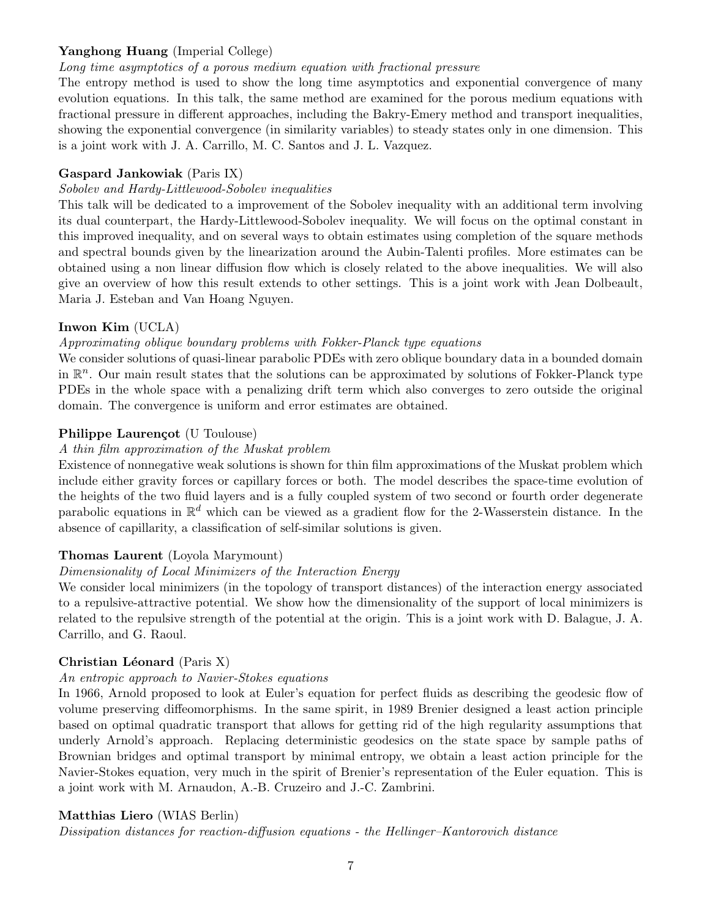**Yanghong Huang** (Imperial College)

*Long time asymptotics of a porous medium equation with fractional pressure*

The entropy method is used to show the long time asymptotics and exponential convergence of many evolution equations. In this talk, the same method are examined for the porous medium equations with fractional pressure in different approaches, including the Bakry-Emery method and transport inequalities, showing the exponential convergence (in similarity variables) to steady states only in one dimension. This is a joint work with J. A. Carrillo, M. C. Santos and J. L. Vazquez.

**Gaspard Jankowiak** (Paris IX)

*Sobolev and Hardy-Littlewood-Sobolev inequalities*

This talk will be dedicated to a improvement of the Sobolev inequality with an additional term involving its dual counterpart, the Hardy-Littlewood-Sobolev inequality. We will focus on the optimal constant in this improved inequality, and on several ways to obtain estimates using completion of the square methods and spectral bounds given by the linearization around the Aubin-Talenti profiles. More estimates can be obtained using a non linear diffusion flow which is closely related to the above inequalities. We will also give an overview of how this result extends to other settings. This is a joint work with Jean Dolbeault, Maria J. Esteban and Van Hoang Nguyen.

**Inwon Kim** (UCLA)

*Approximating oblique boundary problems with Fokker-Planck type equations*

We consider solutions of quasi-linear parabolic PDEs with zero oblique boundary data in a bounded domain in $\mathbb{R}^n$. Our main result states that the solutions can be approximated by solutions of Fokker-Planck type PDEs in the whole space with a penalizing drift term which also converges to zero outside the original domain. The convergence is uniform and error estimates are obtained.

**Philippe Laurençot** (U Toulouse)

*A thin film approximation of the Muskat problem*

Existence of nonnegative weak solutions is shown for thin film approximations of the Muskat problem which include either gravity forces or capillary forces or both. The model describes the space-time evolution of the heights of the two fluid layers and is a fully coupled system of two second or fourth order degenerate parabolic equations in $\mathbb{R}^d$ which can be viewed as a gradient flow for the 2-Wasserstein distance. In the absence of capillarity, a classification of self-similar solutions is given.

**Thomas Laurent** (Loyola Marymount)

*Dimensionality of Local Minimizers of the Interaction Energy*

We consider local minimizers (in the topology of transport distances) of the interaction energy associated to a repulsive-attractive potential. We show how the dimensionality of the support of local minimizers is related to the repulsive strength of the potential at the origin. This is a joint work with D. Balague, J. A. Carrillo, and G. Raoul.

**Christian Léonard** (Paris X)

*An entropic approach to Navier-Stokes equations*

In 1966, Arnold proposed to look at Euler's equation for perfect fluids as describing the geodesic flow of volume preserving diffeomorphisms. In the same spirit, in 1989 Brenier designed a least action principle based on optimal quadratic transport that allows for getting rid of the high regularity assumptions that underly Arnold's approach. Replacing deterministic geodesics on the state space by sample paths of Brownian bridges and optimal transport by minimal entropy, we obtain a least action principle for the Navier-Stokes equation, very much in the spirit of Brenier's representation of the Euler equation. This is a joint work with M. Arnaudon, A.-B. Cruzeiro and J.-C. Zambrini.

**Matthias Liero** (WIAS Berlin)

*Dissipation distances for reaction-diffusion equations - the Hellinger–Kantorovich distance*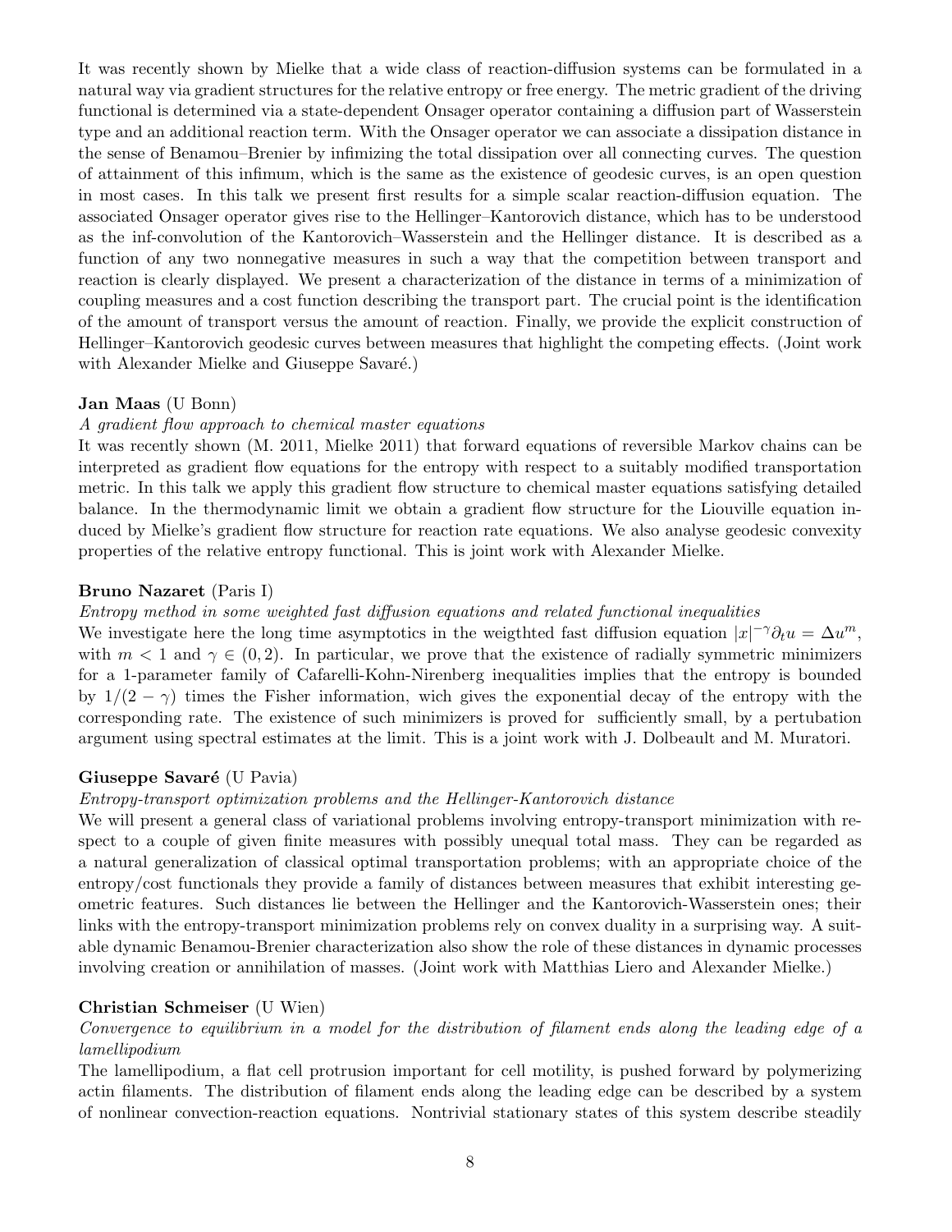It was recently shown by Mielke that a wide class of reaction-diffusion systems can be formulated in a natural way via gradient structures for the relative entropy or free energy. The metric gradient of the driving functional is determined via a state-dependent Onsager operator containing a diffusion part of Wasserstein type and an additional reaction term. With the Onsager operator we can associate a dissipation distance in the sense of Benamou–Brenier by infimizing the total dissipation over all connecting curves. The question of attainment of this infimum, which is the same as the existence of geodesic curves, is an open question in most cases. In this talk we present first results for a simple scalar reaction-diffusion equation. The associated Onsager operator gives rise to the Hellinger–Kantorovich distance, which has to be understood as the inf-convolution of the Kantorovich–Wasserstein and the Hellinger distance. It is described as a function of any two nonnegative measures in such a way that the competition between transport and reaction is clearly displayed. We present a characterization of the distance in terms of a minimization of coupling measures and a cost function describing the transport part. The crucial point is the identification of the amount of transport versus the amount of reaction. Finally, we provide the explicit construction of Hellinger–Kantorovich geodesic curves between measures that highlight the competing effects. (Joint work with Alexander Mielke and Giuseppe Savaré.)

**Jan Maas** (U Bonn)

*A gradient flow approach to chemical master equations*

It was recently shown (M. 2011, Mielke 2011) that forward equations of reversible Markov chains can be interpreted as gradient flow equations for the entropy with respect to a suitably modified transportation metric. In this talk we apply this gradient flow structure to chemical master equations satisfying detailed balance. In the thermodynamic limit we obtain a gradient flow structure for the Liouville equation induced by Mielke's gradient flow structure for reaction rate equations. We also analyse geodesic convexity properties of the relative entropy functional. This is joint work with Alexander Mielke.

**Bruno Nazaret** (Paris I)

*Entropy method in some weighted fast diffusion equations and related functional inequalities*

We investigate here the long time asymptotics in the weigthted fast diffusion equation $|x|^{-\gamma}\partial_t u = \Delta u^m$, with $m < 1$ and $\gamma \in (0, 2)$. In particular, we prove that the existence of radially symmetric minimizers for a 1-parameter family of Cafarelli-Kohn-Nirenberg inequalities implies that the entropy is bounded by $1/(2 - \gamma)$ times the Fisher information, wich gives the exponential decay of the entropy with the corresponding rate. The existence of such minimizers is proved for sufficiently small, by a pertubation argument using spectral estimates at the limit. This is a joint work with J. Dolbeault and M. Muratori.

**Giuseppe Savaré** (U Pavia)

*Entropy-transport optimization problems and the Hellinger-Kantorovich distance*

We will present a general class of variational problems involving entropy-transport minimization with respect to a couple of given finite measures with possibly unequal total mass. They can be regarded as a natural generalization of classical optimal transportation problems; with an appropriate choice of the entropy/cost functionals they provide a family of distances between measures that exhibit interesting geometric features. Such distances lie between the Hellinger and the Kantorovich-Wasserstein ones; their links with the entropy-transport minimization problems rely on convex duality in a surprising way. A suitable dynamic Benamou-Brenier characterization also show the role of these distances in dynamic processes involving creation or annihilation of masses. (Joint work with Matthias Liero and Alexander Mielke.)

**Christian Schmeiser** (U Wien)

*Convergence to equilibrium in a model for the distribution of filament ends along the leading edge of a lamellipodium*

The lamellipodium, a flat cell protrusion important for cell motility, is pushed forward by polymerizing actin filaments. The distribution of filament ends along the leading edge can be described by a system of nonlinear convection-reaction equations. Nontrivial stationary states of this system describe steadily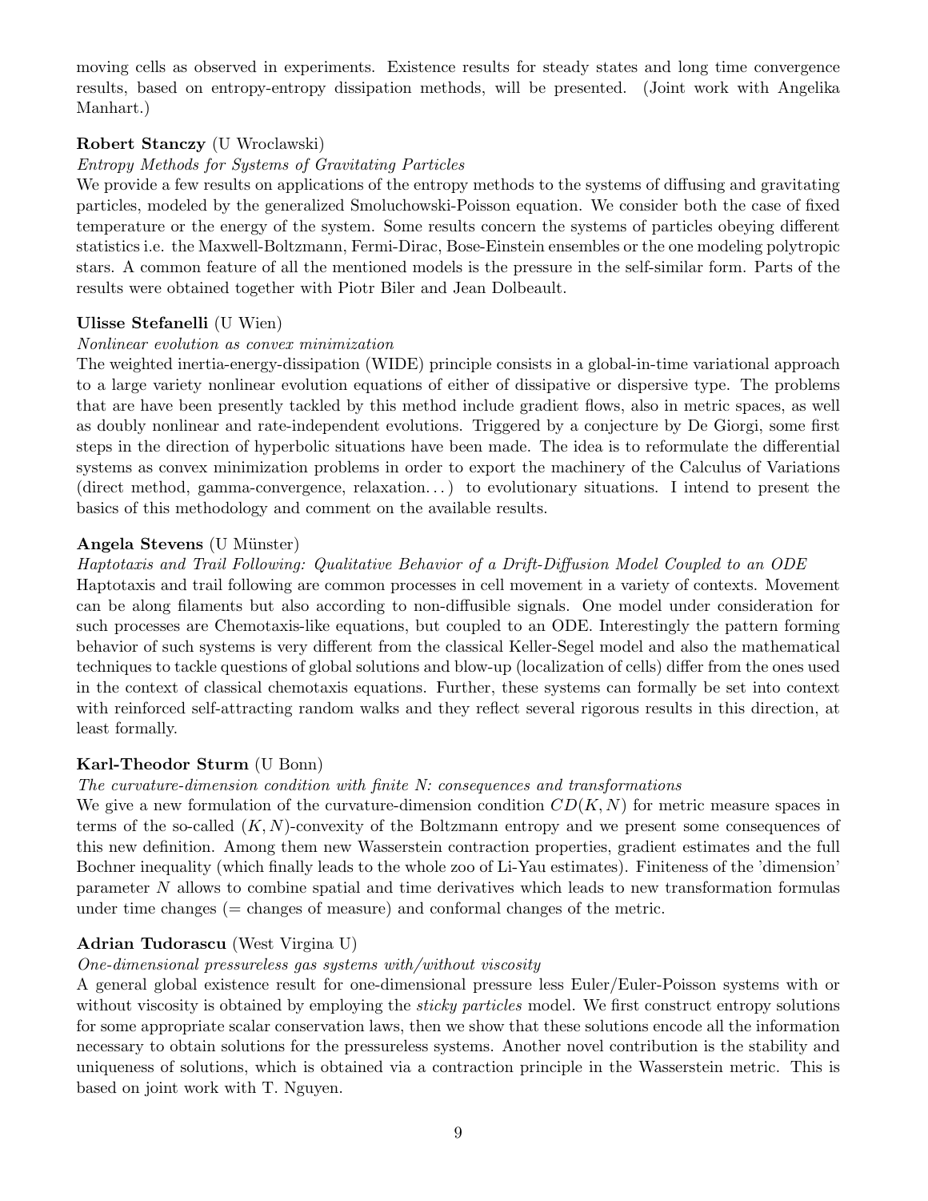moving cells as observed in experiments. Existence results for steady states and long time convergence results, based on entropy-entropy dissipation methods, will be presented. (Joint work with Angelika Manhart.)

**Robert Stanczy** (U Wroclawski)

*Entropy Methods for Systems of Gravitating Particles*

We provide a few results on applications of the entropy methods to the systems of diffusing and gravitating particles, modeled by the generalized Smoluchowski-Poisson equation. We consider both the case of fixed temperature or the energy of the system. Some results concern the systems of particles obeying different statistics i.e. the Maxwell-Boltzmann, Fermi-Dirac, Bose-Einstein ensembles or the one modeling polytropic stars. A common feature of all the mentioned models is the pressure in the self-similar form. Parts of the results were obtained together with Piotr Biler and Jean Dolbeault.

**Ulisse Stefanelli** (U Wien)

*Nonlinear evolution as convex minimization*

The weighted inertia-energy-dissipation (WIDE) principle consists in a global-in-time variational approach to a large variety nonlinear evolution equations of either of dissipative or dispersive type. The problems that are have been presently tackled by this method include gradient flows, also in metric spaces, as well as doubly nonlinear and rate-independent evolutions. Triggered by a conjecture by De Giorgi, some first steps in the direction of hyperbolic situations have been made. The idea is to reformulate the differential systems as convex minimization problems in order to export the machinery of the Calculus of Variations (direct method, gamma-convergence, relaxation. . . ) to evolutionary situations. I intend to present the basics of this methodology and comment on the available results.

**Angela Stevens** (U Münster)

*Haptotaxis and Trail Following: Qualitative Behavior of a Drift-Diffusion Model Coupled to an ODE*

Haptotaxis and trail following are common processes in cell movement in a variety of contexts. Movement can be along filaments but also according to non-diffusible signals. One model under consideration for such processes are Chemotaxis-like equations, but coupled to an ODE. Interestingly the pattern forming behavior of such systems is very different from the classical Keller-Segel model and also the mathematical techniques to tackle questions of global solutions and blow-up (localization of cells) differ from the ones used in the context of classical chemotaxis equations. Further, these systems can formally be set into context with reinforced self-attracting random walks and they reflect several rigorous results in this direction, at least formally.

**Karl-Theodor Sturm** (U Bonn)

*The curvature-dimension condition with finite N: consequences and transformations*

We give a new formulation of the curvature-dimension condition $CD(K, N)$ for metric measure spaces in terms of the so-called $(K, N)$-convexity of the Boltzmann entropy and we present some consequences of this new definition. Among them new Wasserstein contraction properties, gradient estimates and the full Bochner inequality (which finally leads to the whole zoo of Li-Yau estimates). Finiteness of the 'dimension' parameter $N$ allows to combine spatial and time derivatives which leads to new transformation formulas under time changes (= changes of measure) and conformal changes of the metric.

**Adrian Tudorascu** (West Virgina U)

*One-dimensional pressureless gas systems with/without viscosity*

A general global existence result for one-dimensional pressure less Euler/Euler-Poisson systems with or without viscosity is obtained by employing the *sticky particles* model. We first construct entropy solutions for some appropriate scalar conservation laws, then we show that these solutions encode all the information necessary to obtain solutions for the pressureless systems. Another novel contribution is the stability and uniqueness of solutions, which is obtained via a contraction principle in the Wasserstein metric. This is based on joint work with T. Nguyen.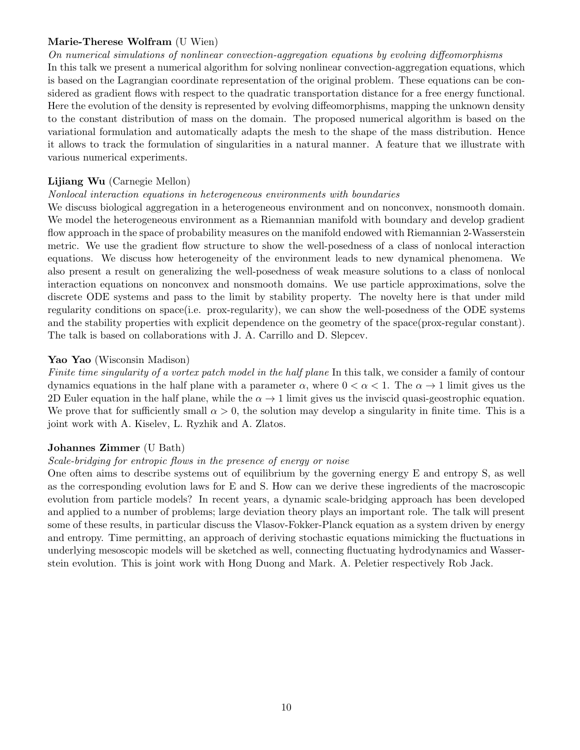**Marie-Therese Wolfram** (U Wien)

*On numerical simulations of nonlinear convection-aggregation equations by evolving diffeomorphisms*

In this talk we present a numerical algorithm for solving nonlinear convection-aggregation equations, which is based on the Lagrangian coordinate representation of the original problem. These equations can be considered as gradient flows with respect to the quadratic transportation distance for a free energy functional. Here the evolution of the density is represented by evolving diffeomorphisms, mapping the unknown density to the constant distribution of mass on the domain. The proposed numerical algorithm is based on the variational formulation and automatically adapts the mesh to the shape of the mass distribution. Hence it allows to track the formulation of singularities in a natural manner. A feature that we illustrate with various numerical experiments.

**Lijiang Wu** (Carnegie Mellon)

*Nonlocal interaction equations in heterogeneous environments with boundaries*

We discuss biological aggregation in a heterogeneous environment and on nonconvex, nonsmooth domain. We model the heterogeneous environment as a Riemannian manifold with boundary and develop gradient flow approach in the space of probability measures on the manifold endowed with Riemannian 2-Wasserstein metric. We use the gradient flow structure to show the well-posedness of a class of nonlocal interaction equations. We discuss how heterogeneity of the environment leads to new dynamical phenomena. We also present a result on generalizing the well-posedness of weak measure solutions to a class of nonlocal interaction equations on nonconvex and nonsmooth domains. We use particle approximations, solve the discrete ODE systems and pass to the limit by stability property. The novelty here is that under mild regularity conditions on space(i.e. prox-regularity), we can show the well-posedness of the ODE systems and the stability properties with explicit dependence on the geometry of the space(prox-regular constant). The talk is based on collaborations with J. A. Carrillo and D. Slepcev.

**Yao Yao** (Wisconsin Madison)

*Finite time singularity of a vortex patch model in the half plane* In this talk, we consider a family of contour dynamics equations in the half plane with a parameter $\alpha$, where $0 < \alpha < 1$. The $\alpha \to 1$ limit gives us the 2D Euler equation in the half plane, while the $\alpha \to 1$ limit gives us the inviscid quasi-geostrophic equation. We prove that for sufficiently small $\alpha > 0$, the solution may develop a singularity in finite time. This is a joint work with A. Kiselev, L. Ryzhik and A. Zlatos.

**Johannes Zimmer** (U Bath)

*Scale-bridging for entropic flows in the presence of energy or noise*

One often aims to describe systems out of equilibrium by the governing energy E and entropy S, as well as the corresponding evolution laws for E and S. How can we derive these ingredients of the macroscopic evolution from particle models? In recent years, a dynamic scale-bridging approach has been developed and applied to a number of problems; large deviation theory plays an important role. The talk will present some of these results, in particular discuss the Vlasov-Fokker-Planck equation as a system driven by energy and entropy. Time permitting, an approach of deriving stochastic equations mimicking the fluctuations in underlying mesoscopic models will be sketched as well, connecting fluctuating hydrodynamics and Wasserstein evolution. This is joint work with Hong Duong and Mark. A. Peletier respectively Rob Jack.